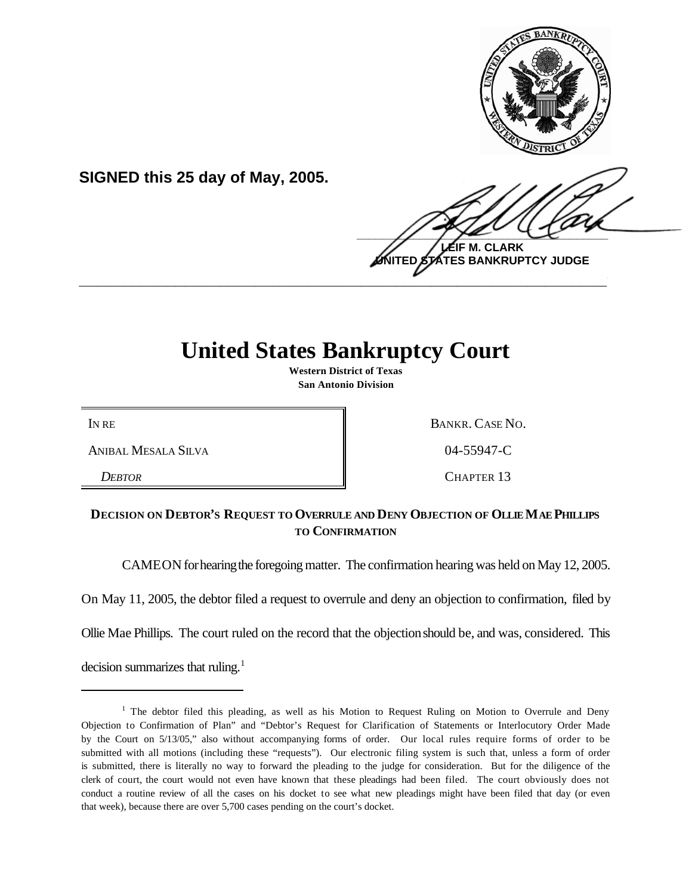**SIGNED this 25 day of May, 2005.**

**LEIF M. CLARK**
**UNITED STATES BANKRUPTCY JUDGE**

---

# United States Bankruptcy Court

**Western District of Texas**
**San Antonio Division**

| | |
|---|---|
| IN RE | BANKR. CASE NO. |
| ANIBAL MESALA SILVA | 04-55947-C |
| *DEBTOR* | CHAPTER 13 |

**DECISION ON DEBTOR'S REQUEST TO OVERRULE AND DENY OBJECTION OF OLLIE MAE PHILLIPS TO CONFIRMATION**

CAME ON for hearing the foregoing matter. The confirmation hearing was held on May 12, 2005. On May 11, 2005, the debtor filed a request to overrule and deny an objection to confirmation, filed by Ollie Mae Phillips. The court ruled on the record that the objection should be, and was, considered. This decision summarizes that ruling.[1]

---

[1] The debtor filed this pleading, as well as his Motion to Request Ruling on Motion to Overrule and Deny Objection to Confirmation of Plan" and "Debtor's Request for Clarification of Statements or Interlocutory Order Made by the Court on 5/13/05," also without accompanying forms of order. Our local rules require forms of order to be submitted with all motions (including these "requests"). Our electronic filing system is such that, unless a form of order is submitted, there is literally no way to forward the pleading to the judge for consideration. But for the diligence of the clerk of court, the court would not even have known that these pleadings had been filed. The court obviously does not conduct a routine review of all the cases on his docket to see what new pleadings might have been filed that day (or even that week), because there are over 5,700 cases pending on the court's docket.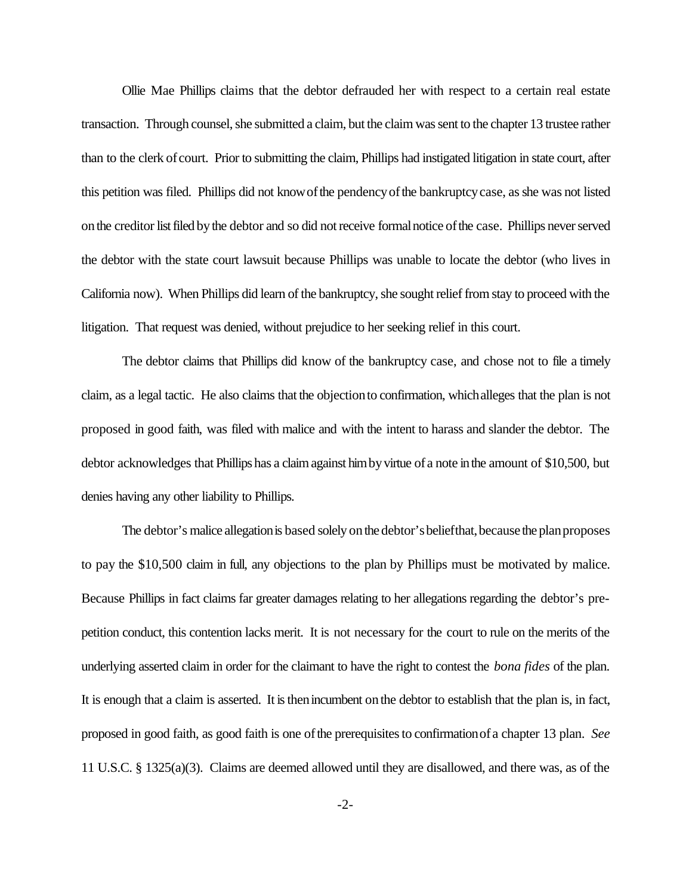Ollie Mae Phillips claims that the debtor defrauded her with respect to a certain real estate transaction. Through counsel, she submitted a claim, but the claim was sent to the chapter 13 trustee rather than to the clerk of court. Prior to submitting the claim, Phillips had instigated litigation in state court, after this petition was filed. Phillips did not know of the pendency of the bankruptcy case, as she was not listed on the creditor list filed by the debtor and so did not receive formal notice of the case. Phillips never served the debtor with the state court lawsuit because Phillips was unable to locate the debtor (who lives in California now). When Phillips did learn of the bankruptcy, she sought relief from stay to proceed with the litigation. That request was denied, without prejudice to her seeking relief in this court.

The debtor claims that Phillips did know of the bankruptcy case, and chose not to file a timely claim, as a legal tactic. He also claims that the objection to confirmation, which alleges that the plan is not proposed in good faith, was filed with malice and with the intent to harass and slander the debtor. The debtor acknowledges that Phillips has a claim against him by virtue of a note in the amount of $10,500, but denies having any other liability to Phillips.

The debtor's malice allegation is based solely on the debtor's belief that, because the plan proposes to pay the $10,500 claim in full, any objections to the plan by Phillips must be motivated by malice. Because Phillips in fact claims far greater damages relating to her allegations regarding the debtor's pre-petition conduct, this contention lacks merit. It is not necessary for the court to rule on the merits of the underlying asserted claim in order for the claimant to have the right to contest the *bona fides* of the plan. It is enough that a claim is asserted. It is then incumbent on the debtor to establish that the plan is, in fact, proposed in good faith, as good faith is one of the prerequisites to confirmation of a chapter 13 plan. *See* 11 U.S.C. § 1325(a)(3). Claims are deemed allowed until they are disallowed, and there was, as of the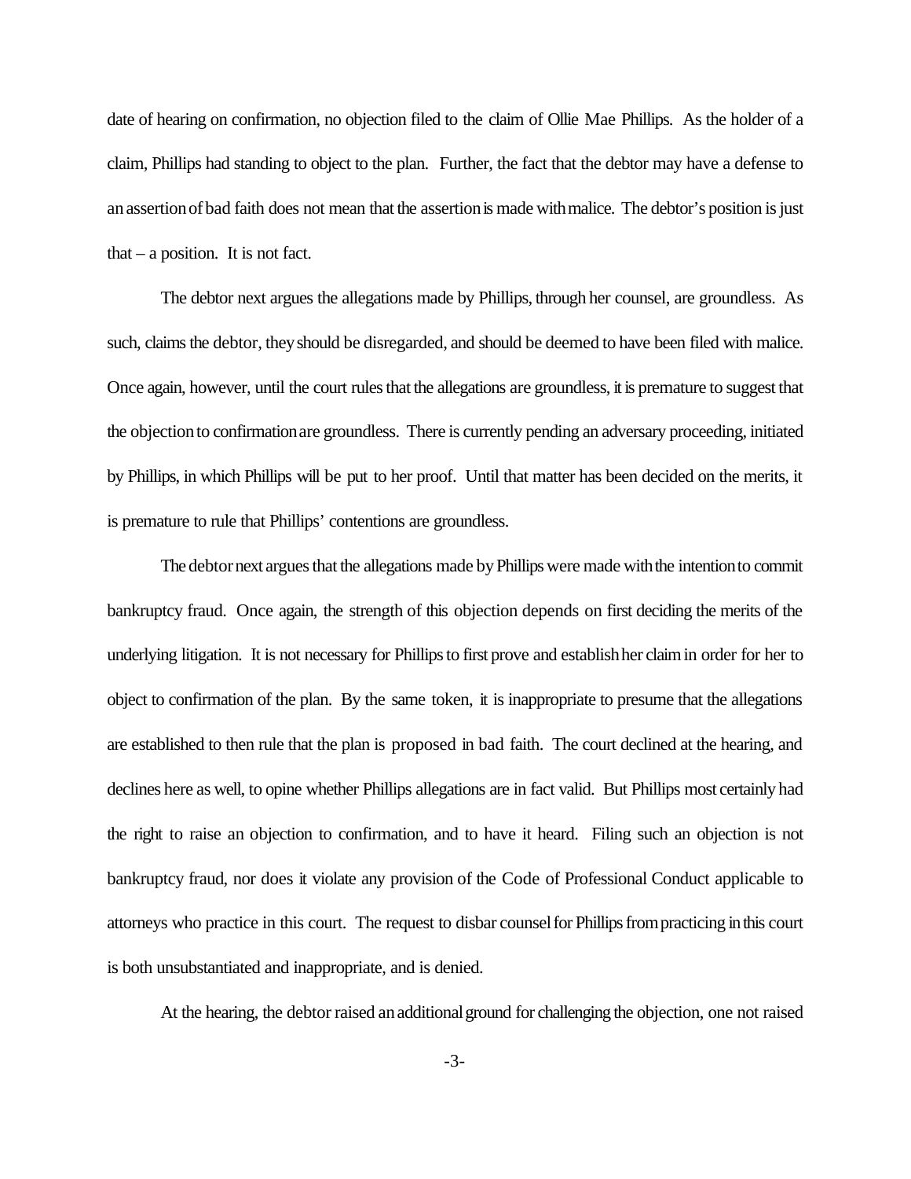date of hearing on confirmation, no objection filed to the claim of Ollie Mae Phillips. As the holder of a claim, Phillips had standing to object to the plan. Further, the fact that the debtor may have a defense to an assertion of bad faith does not mean that the assertion is made with malice. The debtor's position is just that – a position. It is not fact.

The debtor next argues the allegations made by Phillips, through her counsel, are groundless. As such, claims the debtor, they should be disregarded, and should be deemed to have been filed with malice. Once again, however, until the court rules that the allegations are groundless, it is premature to suggest that the objection to confirmation are groundless. There is currently pending an adversary proceeding, initiated by Phillips, in which Phillips will be put to her proof. Until that matter has been decided on the merits, it is premature to rule that Phillips' contentions are groundless.

The debtor next argues that the allegations made by Phillips were made with the intention to commit bankruptcy fraud. Once again, the strength of this objection depends on first deciding the merits of the underlying litigation. It is not necessary for Phillips to first prove and establish her claim in order for her to object to confirmation of the plan. By the same token, it is inappropriate to presume that the allegations are established to then rule that the plan is proposed in bad faith. The court declined at the hearing, and declines here as well, to opine whether Phillips allegations are in fact valid. But Phillips most certainly had the right to raise an objection to confirmation, and to have it heard. Filing such an objection is not bankruptcy fraud, nor does it violate any provision of the Code of Professional Conduct applicable to attorneys who practice in this court. The request to disbar counsel for Phillips from practicing in this court is both unsubstantiated and inappropriate, and is denied.

At the hearing, the debtor raised an additional ground for challenging the objection, one not raised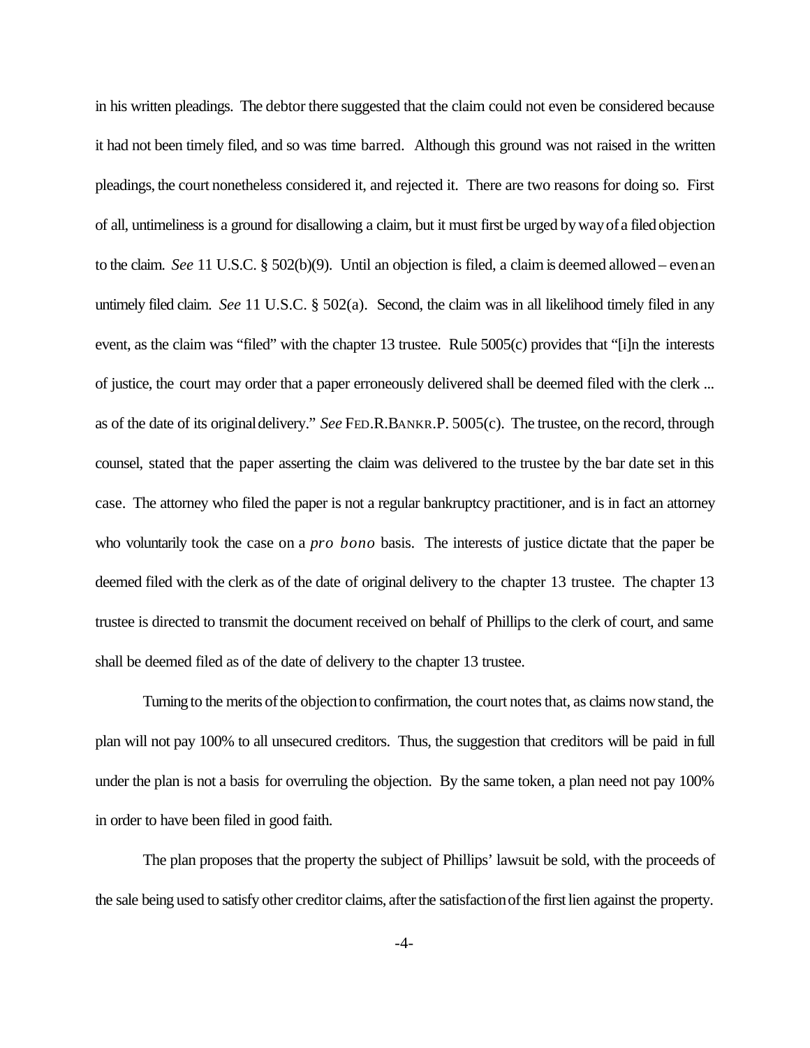in his written pleadings. The debtor there suggested that the claim could not even be considered because it had not been timely filed, and so was time barred. Although this ground was not raised in the written pleadings, the court nonetheless considered it, and rejected it. There are two reasons for doing so. First of all, untimeliness is a ground for disallowing a claim, but it must first be urged by way of a filed objection to the claim. *See* 11 U.S.C. § 502(b)(9). Until an objection is filed, a claim is deemed allowed – even an untimely filed claim. *See* 11 U.S.C. § 502(a). Second, the claim was in all likelihood timely filed in any event, as the claim was "filed" with the chapter 13 trustee. Rule 5005(c) provides that "[i]n the interests of justice, the court may order that a paper erroneously delivered shall be deemed filed with the clerk ... as of the date of its original delivery." *See* FED.R.BANKR.P. 5005(c). The trustee, on the record, through counsel, stated that the paper asserting the claim was delivered to the trustee by the bar date set in this case. The attorney who filed the paper is not a regular bankruptcy practitioner, and is in fact an attorney who voluntarily took the case on a *pro bono* basis. The interests of justice dictate that the paper be deemed filed with the clerk as of the date of original delivery to the chapter 13 trustee. The chapter 13 trustee is directed to transmit the document received on behalf of Phillips to the clerk of court, and same shall be deemed filed as of the date of delivery to the chapter 13 trustee.

Turning to the merits of the objection to confirmation, the court notes that, as claims now stand, the plan will not pay 100% to all unsecured creditors. Thus, the suggestion that creditors will be paid in full under the plan is not a basis for overruling the objection. By the same token, a plan need not pay 100% in order to have been filed in good faith.

The plan proposes that the property the subject of Phillips' lawsuit be sold, with the proceeds of the sale being used to satisfy other creditor claims, after the satisfaction of the first lien against the property.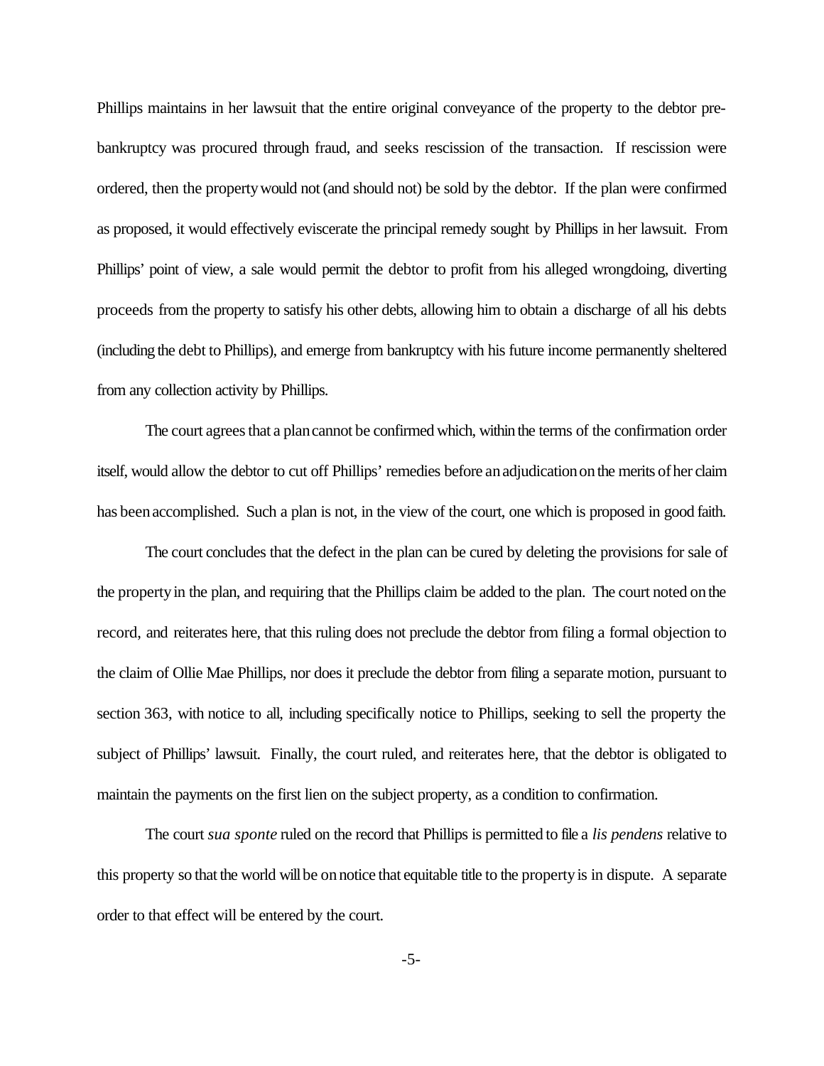Phillips maintains in her lawsuit that the entire original conveyance of the property to the debtor pre-bankruptcy was procured through fraud, and seeks rescission of the transaction. If rescission were ordered, then the property would not (and should not) be sold by the debtor. If the plan were confirmed as proposed, it would effectively eviscerate the principal remedy sought by Phillips in her lawsuit. From Phillips' point of view, a sale would permit the debtor to profit from his alleged wrongdoing, diverting proceeds from the property to satisfy his other debts, allowing him to obtain a discharge of all his debts (including the debt to Phillips), and emerge from bankruptcy with his future income permanently sheltered from any collection activity by Phillips.

The court agrees that a plan cannot be confirmed which, within the terms of the confirmation order itself, would allow the debtor to cut off Phillips' remedies before an adjudication on the merits of her claim has been accomplished. Such a plan is not, in the view of the court, one which is proposed in good faith.

The court concludes that the defect in the plan can be cured by deleting the provisions for sale of the property in the plan, and requiring that the Phillips claim be added to the plan. The court noted on the record, and reiterates here, that this ruling does not preclude the debtor from filing a formal objection to the claim of Ollie Mae Phillips, nor does it preclude the debtor from filing a separate motion, pursuant to section 363, with notice to all, including specifically notice to Phillips, seeking to sell the property the subject of Phillips' lawsuit. Finally, the court ruled, and reiterates here, that the debtor is obligated to maintain the payments on the first lien on the subject property, as a condition to confirmation.

The court *sua sponte* ruled on the record that Phillips is permitted to file a *lis pendens* relative to this property so that the world will be on notice that equitable title to the property is in dispute. A separate order to that effect will be entered by the court.